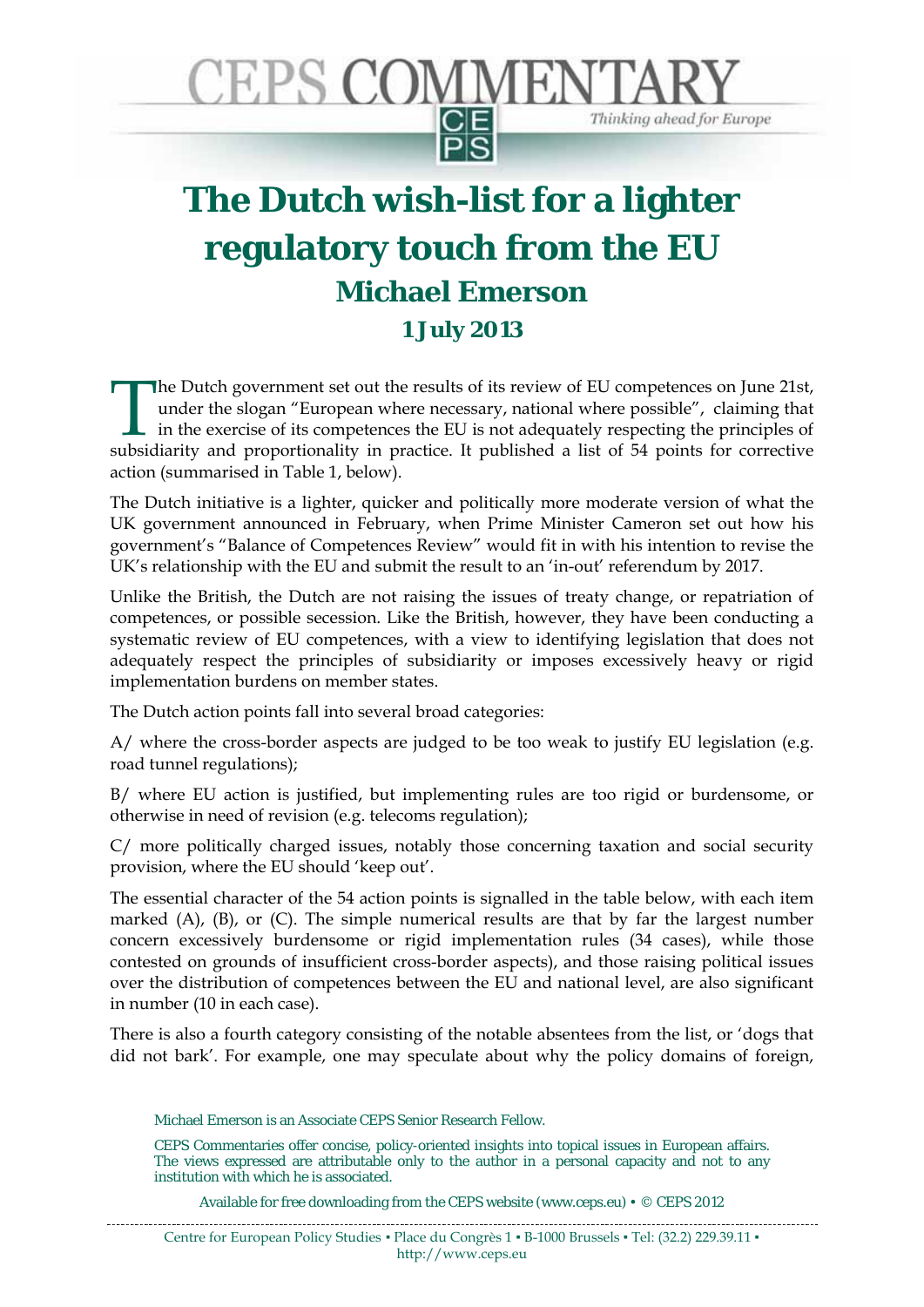# The Dutch wish-list for a lighter regulatory touch from the EU

## Michael Emerson

### 1 July 2013

The Dutch government set out the results of its review of EU competences on June 21st, under the slogan "European where necessary, national where possible", claiming that in the exercise of its competences the EU is not adequately respecting the principles of subsidiarity and proportionality in practice. It published a list of 54 points for corrective action (summarised in Table 1, below).

The Dutch initiative is a lighter, quicker and politically more moderate version of what the UK government announced in February, when Prime Minister Cameron set out how his government's "Balance of Competences Review" would fit in with his intention to revise the UK's relationship with the EU and submit the result to an 'in-out' referendum by 2017.

Unlike the British, the Dutch are not raising the issues of treaty change, or repatriation of competences, or possible secession. Like the British, however, they have been conducting a systematic review of EU competences, with a view to identifying legislation that does not adequately respect the principles of subsidiarity or imposes excessively heavy or rigid implementation burdens on member states.

The Dutch action points fall into several broad categories:

A/ where the cross-border aspects are judged to be too weak to justify EU legislation (e.g. road tunnel regulations);

B/ where EU action is justified, but implementing rules are too rigid or burdensome, or otherwise in need of revision (e.g. telecoms regulation);

C/ more politically charged issues, notably those concerning taxation and social security provision, where the EU should 'keep out'.

The essential character of the 54 action points is signalled in the table below, with each item marked (A), (B), or (C). The simple numerical results are that by far the largest number concern excessively burdensome or rigid implementation rules (34 cases), while those contested on grounds of insufficient cross-border aspects), and those raising political issues over the distribution of competences between the EU and national level, are also significant in number (10 in each case).

There is also a fourth category consisting of the notable absentees from the list, or 'dogs that did not bark'. For example, one may speculate about why the policy domains of foreign,

Michael Emerson is an Associate CEPS Senior Research Fellow.

CEPS Commentaries offer concise, policy-oriented insights into topical issues in European affairs. The views expressed are attributable only to the author in a personal capacity and not to any institution with which he is associated.

Available for free downloading from the CEPS website (www.ceps.eu) ▪ © CEPS 2012

Centre for European Policy Studies ▪ Place du Congrès 1 ▪ B-1000 Brussels ▪ Tel: (32.2) 229.39.11 ▪ http://www.ceps.eu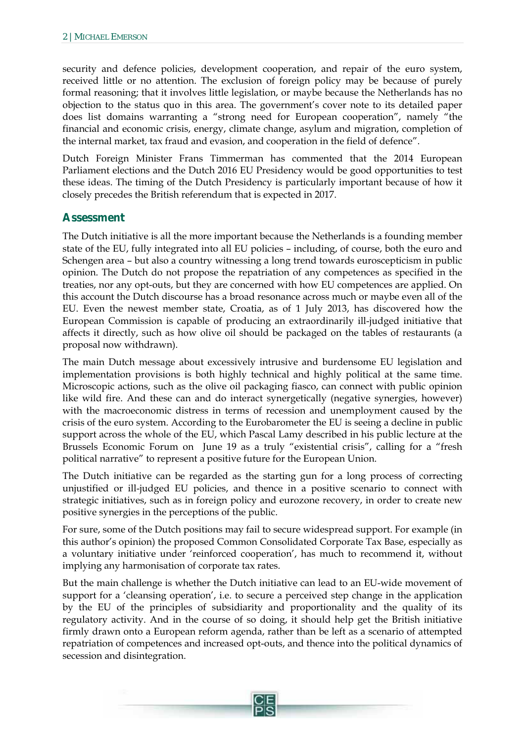security and defence policies, development cooperation, and repair of the euro system, received little or no attention. The exclusion of foreign policy may be because of purely formal reasoning; that it involves little legislation, or maybe because the Netherlands has no objection to the status quo in this area. The government's cover note to its detailed paper does list domains warranting a "strong need for European cooperation", namely "the financial and economic crisis, energy, climate change, asylum and migration, completion of the internal market, tax fraud and evasion, and cooperation in the field of defence".

Dutch Foreign Minister Frans Timmerman has commented that the 2014 European Parliament elections and the Dutch 2016 EU Presidency would be good opportunities to test these ideas. The timing of the Dutch Presidency is particularly important because of how it closely precedes the British referendum that is expected in 2017.

## Assessment

The Dutch initiative is all the more important because the Netherlands is a founding member state of the EU, fully integrated into all EU policies – including, of course, both the euro and Schengen area – but also a country witnessing a long trend towards euroscepticism in public opinion. The Dutch do not propose the repatriation of any competences as specified in the treaties, nor any opt-outs, but they are concerned with how EU competences are applied. On this account the Dutch discourse has a broad resonance across much or maybe even all of the EU. Even the newest member state, Croatia, as of 1 July 2013, has discovered how the European Commission is capable of producing an extraordinarily ill-judged initiative that affects it directly, such as how olive oil should be packaged on the tables of restaurants (a proposal now withdrawn).

The main Dutch message about excessively intrusive and burdensome EU legislation and implementation provisions is both highly technical and highly political at the same time. Microscopic actions, such as the olive oil packaging fiasco, can connect with public opinion like wild fire. And these can and do interact synergetically (negative synergies, however) with the macroeconomic distress in terms of recession and unemployment caused by the crisis of the euro system. According to the Eurobarometer the EU is seeing a decline in public support across the whole of the EU, which Pascal Lamy described in his public lecture at the Brussels Economic Forum on June 19 as a truly "existential crisis", calling for a "fresh political narrative" to represent a positive future for the European Union.

The Dutch initiative can be regarded as the starting gun for a long process of correcting unjustified or ill-judged EU policies, and thence in a positive scenario to connect with strategic initiatives, such as in foreign policy and eurozone recovery, in order to create new positive synergies in the perceptions of the public.

For sure, some of the Dutch positions may fail to secure widespread support. For example (in this author's opinion) the proposed Common Consolidated Corporate Tax Base, especially as a voluntary initiative under 'reinforced cooperation', has much to recommend it, without implying any harmonisation of corporate tax rates.

But the main challenge is whether the Dutch initiative can lead to an EU-wide movement of support for a 'cleansing operation', i.e. to secure a perceived step change in the application by the EU of the principles of subsidiarity and proportionality and the quality of its regulatory activity. And in the course of so doing, it should help get the British initiative firmly drawn onto a European reform agenda, rather than be left as a scenario of attempted repatriation of competences and increased opt-outs, and thence into the political dynamics of secession and disintegration.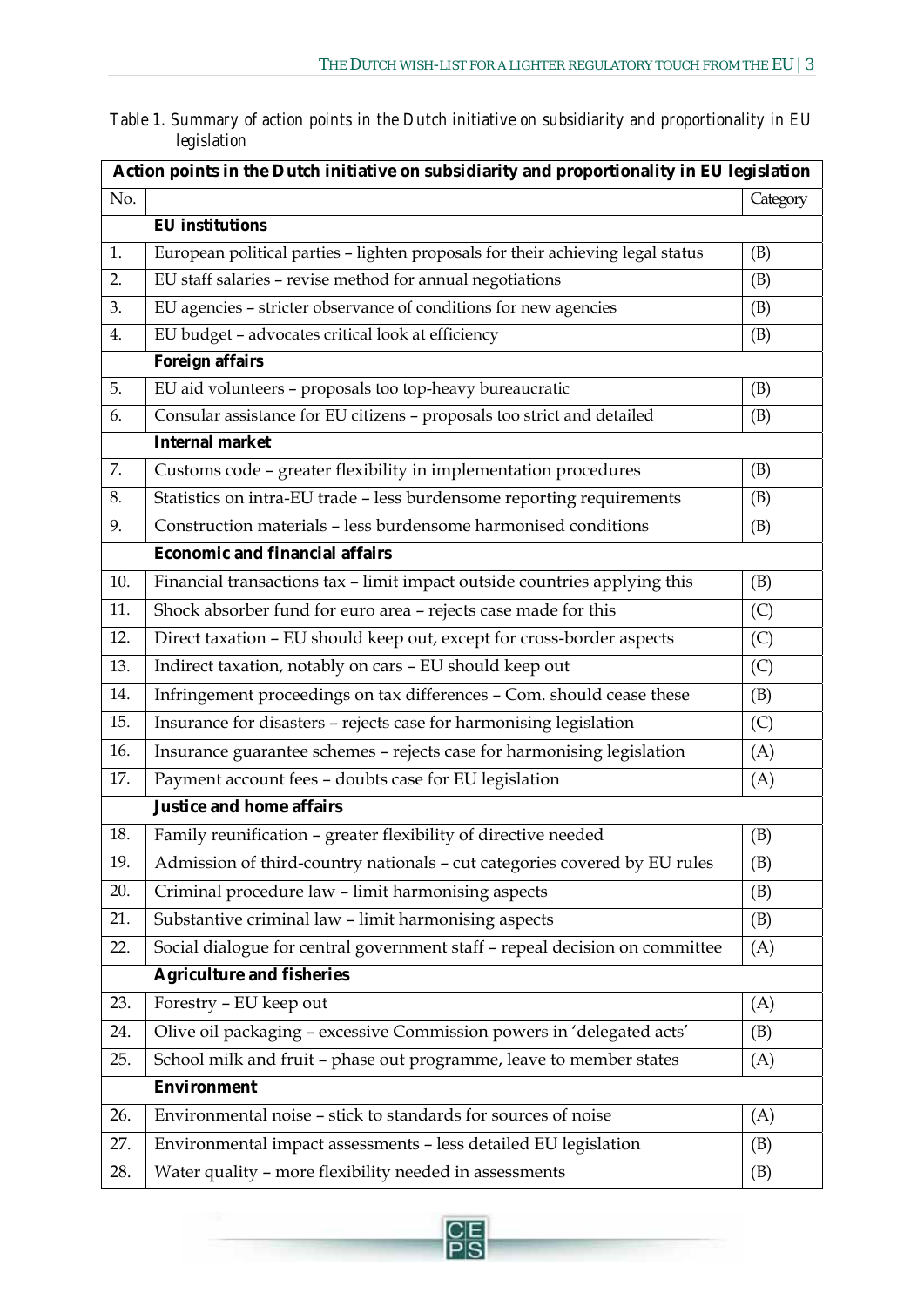Table 1. Summary of action points in the Dutch initiative on subsidiarity and proportionality in EU legislation

| Action points in the Dutch initiative on subsidiarity and proportionality in EU legislation | | |
|---|---|---|
| No. | | Category |
| | **EU institutions** | |
| 1. | European political parties – lighten proposals for their achieving legal status | (B) |
| 2. | EU staff salaries – revise method for annual negotiations | (B) |
| 3. | EU agencies – stricter observance of conditions for new agencies | (B) |
| 4. | EU budget – advocates critical look at efficiency | (B) |
| | **Foreign affairs** | |
| 5. | EU aid volunteers – proposals too top-heavy bureaucratic | (B) |
| 6. | Consular assistance for EU citizens – proposals too strict and detailed | (B) |
| | **Internal market** | |
| 7. | Customs code – greater flexibility in implementation procedures | (B) |
| 8. | Statistics on intra-EU trade – less burdensome reporting requirements | (B) |
| 9. | Construction materials – less burdensome harmonised conditions | (B) |
| | **Economic and financial affairs** | |
| 10. | Financial transactions tax – limit impact outside countries applying this | (B) |
| 11. | Shock absorber fund for euro area – rejects case made for this | (C) |
| 12. | Direct taxation – EU should keep out, except for cross-border aspects | (C) |
| 13. | Indirect taxation, notably on cars – EU should keep out | (C) |
| 14. | Infringement proceedings on tax differences – Com. should cease these | (B) |
| 15. | Insurance for disasters – rejects case for harmonising legislation | (C) |
| 16. | Insurance guarantee schemes – rejects case for harmonising legislation | (A) |
| 17. | Payment account fees – doubts case for EU legislation | (A) |
| | **Justice and home affairs** | |
| 18. | Family reunification – greater flexibility of directive needed | (B) |
| 19. | Admission of third-country nationals – cut categories covered by EU rules | (B) |
| 20. | Criminal procedure law – limit harmonising aspects | (B) |
| 21. | Substantive criminal law – limit harmonising aspects | (B) |
| 22. | Social dialogue for central government staff – repeal decision on committee | (A) |
| | **Agriculture and fisheries** | |
| 23. | Forestry – EU keep out | (A) |
| 24. | Olive oil packaging – excessive Commission powers in 'delegated acts' | (B) |
| 25. | School milk and fruit – phase out programme, leave to member states | (A) |
| | **Environment** | |
| 26. | Environmental noise – stick to standards for sources of noise | (A) |
| 27. | Environmental impact assessments – less detailed EU legislation | (B) |
| 28. | Water quality – more flexibility needed in assessments | (B) |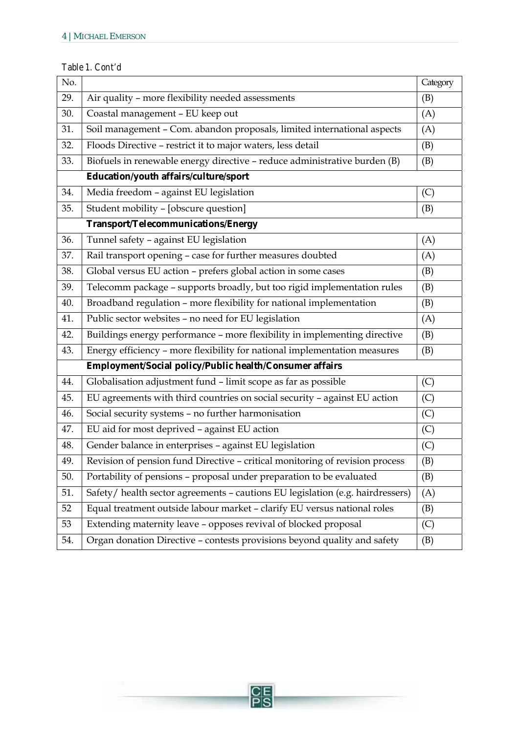Table 1. Cont'd

| No. | | Category |
|---|---|---|
| 29. | Air quality – more flexibility needed assessments | (B) |
| 30. | Coastal management – EU keep out | (A) |
| 31. | Soil management – Com. abandon proposals, limited international aspects | (A) |
| 32. | Floods Directive – restrict it to major waters, less detail | (B) |
| 33. | Biofuels in renewable energy directive – reduce administrative burden (B) | (B) |
| | **Education/youth affairs/culture/sport** | |
| 34. | Media freedom – against EU legislation | (C) |
| 35. | Student mobility – [obscure question] | (B) |
| | **Transport/Telecommunications/Energy** | |
| 36. | Tunnel safety – against EU legislation | (A) |
| 37. | Rail transport opening – case for further measures doubted | (A) |
| 38. | Global versus EU action – prefers global action in some cases | (B) |
| 39. | Telecomm package – supports broadly, but too rigid implementation rules | (B) |
| 40. | Broadband regulation – more flexibility for national implementation | (B) |
| 41. | Public sector websites – no need for EU legislation | (A) |
| 42. | Buildings energy performance – more flexibility in implementing directive | (B) |
| 43. | Energy efficiency – more flexibility for national implementation measures | (B) |
| | **Employment/Social policy/Public health/Consumer affairs** | |
| 44. | Globalisation adjustment fund – limit scope as far as possible | (C) |
| 45. | EU agreements with third countries on social security – against EU action | (C) |
| 46. | Social security systems – no further harmonisation | (C) |
| 47. | EU aid for most deprived – against EU action | (C) |
| 48. | Gender balance in enterprises – against EU legislation | (C) |
| 49. | Revision of pension fund Directive – critical monitoring of revision process | (B) |
| 50. | Portability of pensions – proposal under preparation to be evaluated | (B) |
| 51. | Safety/ health sector agreements – cautions EU legislation (e.g. hairdressers) | (A) |
| 52 | Equal treatment outside labour market – clarify EU versus national roles | (B) |
| 53 | Extending maternity leave – opposes revival of blocked proposal | (C) |
| 54. | Organ donation Directive – contests provisions beyond quality and safety | (B) |